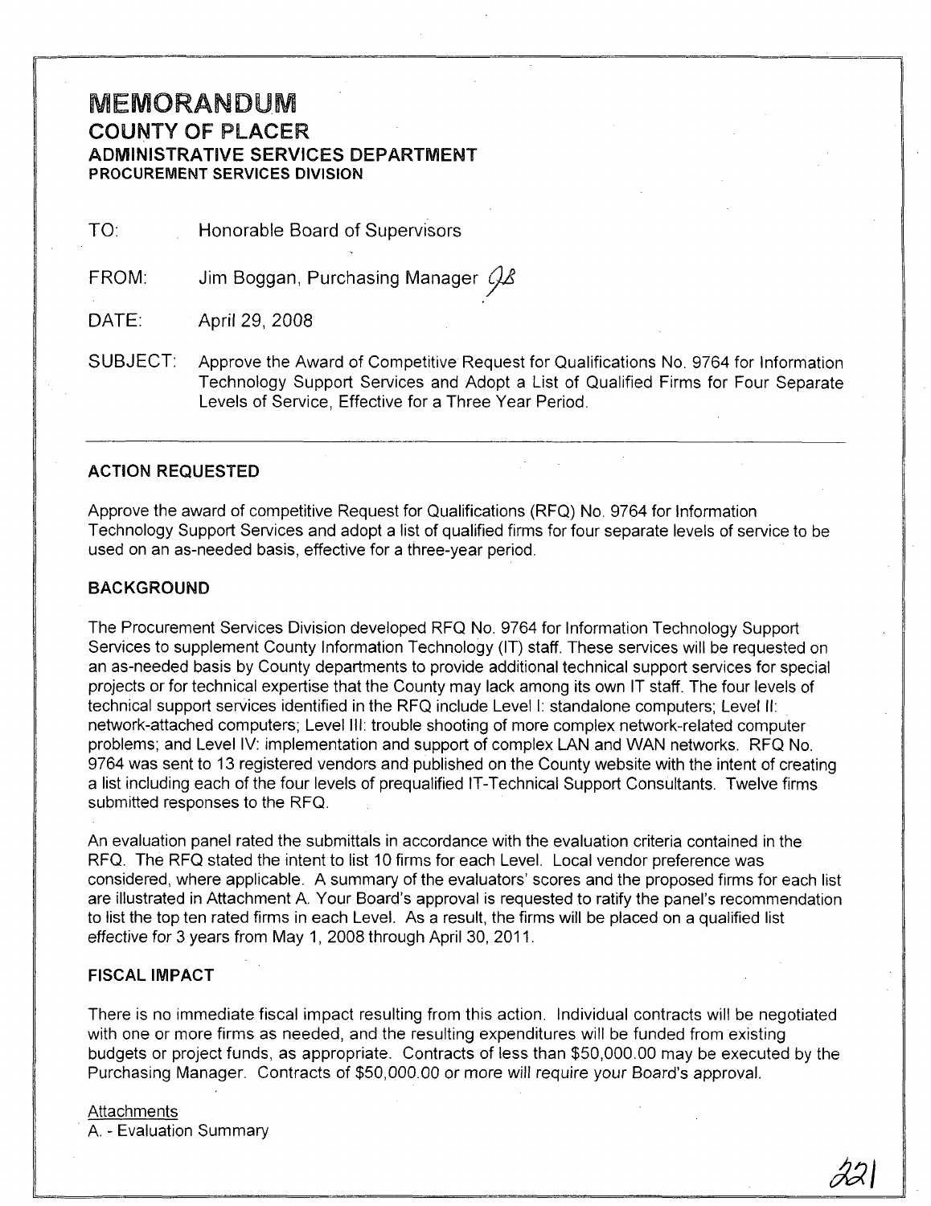# MEMORANDUM
## COUNTY OF PLACER
### ADMINISTRATIVE SERVICES DEPARTMENT
**PROCUREMENT SERVICES DIVISION**

TO: Honorable Board of Supervisors

FROM: Jim Boggan, Purchasing Manager

DATE: April 29, 2008

SUBJECT: Approve the Award of Competitive Request for Qualifications No. 9764 for Information Technology Support Services and Adopt a List of Qualified Firms for Four Separate Levels of Service, Effective for a Three Year Period.

---

**ACTION REQUESTED**

Approve the award of competitive Request for Qualifications (RFQ) No. 9764 for Information Technology Support Services and adopt a list of qualified firms for four separate levels of service to be used on an as-needed basis, effective for a three-year period.

**BACKGROUND**

The Procurement Services Division developed RFQ No. 9764 for Information Technology Support Services to supplement County Information Technology (IT) staff. These services will be requested on an as-needed basis by County departments to provide additional technical support services for special projects or for technical expertise that the County may lack among its own IT staff. The four levels of technical support services identified in the RFQ include Level I: standalone computers; Level II: network-attached computers; Level III: trouble shooting of more complex network-related computer problems; and Level IV: implementation and support of complex LAN and WAN networks. RFQ No. 9764 was sent to 13 registered vendors and published on the County website with the intent of creating a list including each of the four levels of prequalified IT-Technical Support Consultants. Twelve firms submitted responses to the RFQ.

An evaluation panel rated the submittals in accordance with the evaluation criteria contained in the RFQ. The RFQ stated the intent to list 10 firms for each Level. Local vendor preference was considered, where applicable. A summary of the evaluators' scores and the proposed firms for each list are illustrated in Attachment A. Your Board's approval is requested to ratify the panel's recommendation to list the top ten rated firms in each Level. As a result, the firms will be placed on a qualified list effective for 3 years from May 1, 2008 through April 30, 2011.

**FISCAL IMPACT**

There is no immediate fiscal impact resulting from this action. Individual contracts will be negotiated with one or more firms as needed, and the resulting expenditures will be funded from existing budgets or project funds, as appropriate. Contracts of less than $50,000.00 may be executed by the Purchasing Manager. Contracts of $50,000.00 or more will require your Board's approval.

Attachments
A. - Evaluation Summary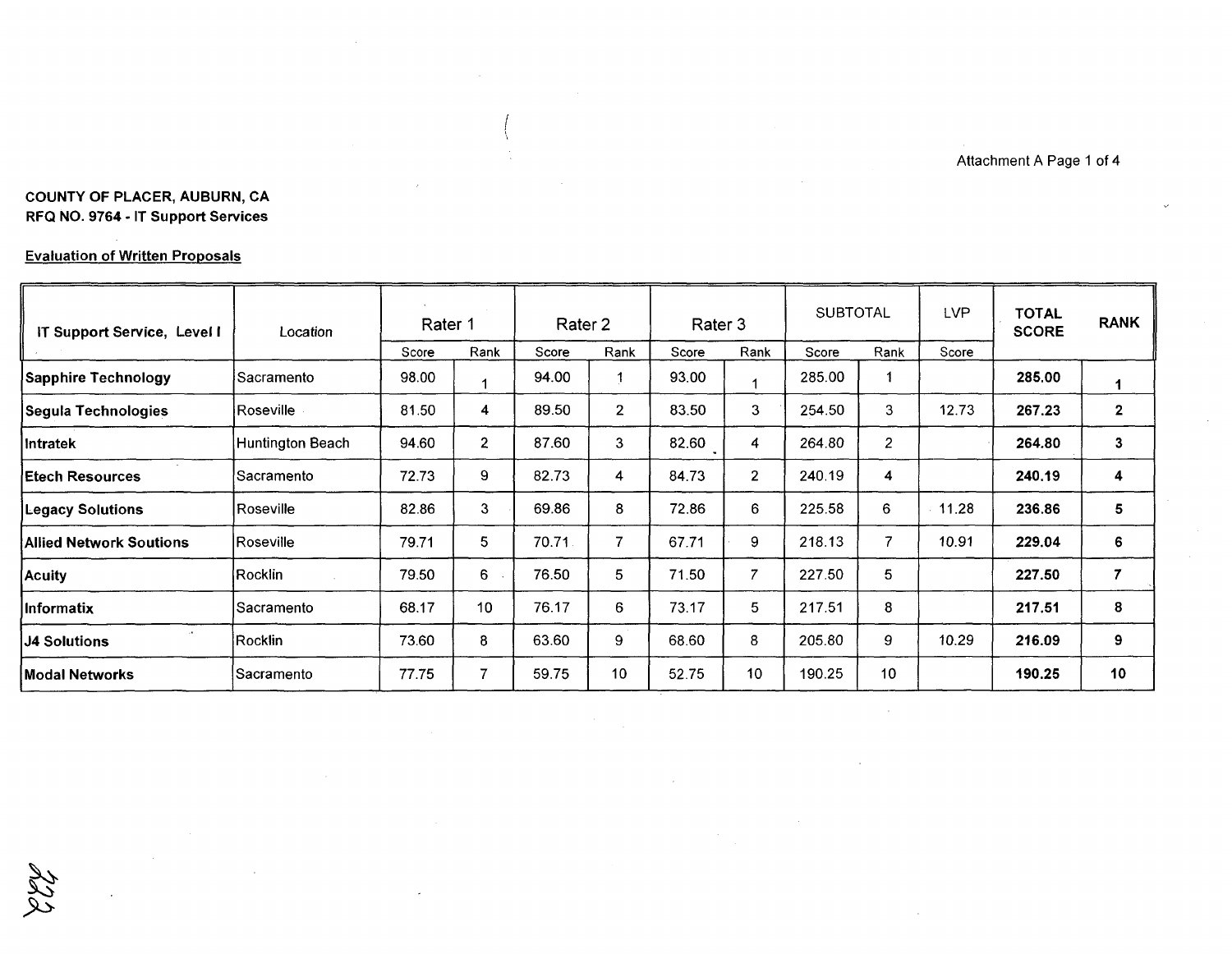Attachment A Page 1 of 4

**COUNTY OF PLACER, AUBURN, CA**
**RFQ NO. 9764 - IT Support Services**

Evaluation of Written Proposals

| IT Support Service, Level I | Location | Rater 1 | | Rater 2 | | Rater 3 | | SUBTOTAL | | LVP | TOTAL SCORE | RANK |
|---|---|---|---|---|---|---|---|---|---|---|---|---|
| | | Score | Rank | Score | Rank | Score | Rank | Score | Rank | Score | | |
| **Sapphire Technology** | Sacramento | 98.00 | 1 | 94.00 | 1 | 93.00 | 1 | 285.00 | 1 | | **285.00** | **1** |
| **Segula Technologies** | Roseville | 81.50 | 4 | 89.50 | 2 | 83.50 | 3 | 254.50 | 3 | 12.73 | **267.23** | **2** |
| **Intratek** | Huntington Beach | 94.60 | 2 | 87.60 | 3 | 82.60 | 4 | 264.80 | 2 | | **264.80** | **3** |
| **Etech Resources** | Sacramento | 72.73 | 9 | 82.73 | 4 | 84.73 | 2 | 240.19 | 4 | | **240.19** | **4** |
| **Legacy Solutions** | Roseville | 82.86 | 3 | 69.86 | 8 | 72.86 | 6 | 225.58 | 6 | 11.28 | **236.86** | **5** |
| **Allied Network Soutions** | Roseville | 79.71 | 5 | 70.71 | 7 | 67.71 | 9 | 218.13 | 7 | 10.91 | **229.04** | **6** |
| **Acuity** | Rocklin | 79.50 | 6 | 76.50 | 5 | 71.50 | 7 | 227.50 | 5 | | **227.50** | **7** |
| **Informatix** | Sacramento | 68.17 | 10 | 76.17 | 6 | 73.17 | 5 | 217.51 | 8 | | **217.51** | **8** |
| **J4 Solutions** | Rocklin | 73.60 | 8 | 63.60 | 9 | 68.60 | 8 | 205.80 | 9 | 10.29 | **216.09** | **9** |
| **Modal Networks** | Sacramento | 77.75 | 7 | 59.75 | 10 | 52.75 | 10 | 190.25 | 10 | | **190.25** | **10** |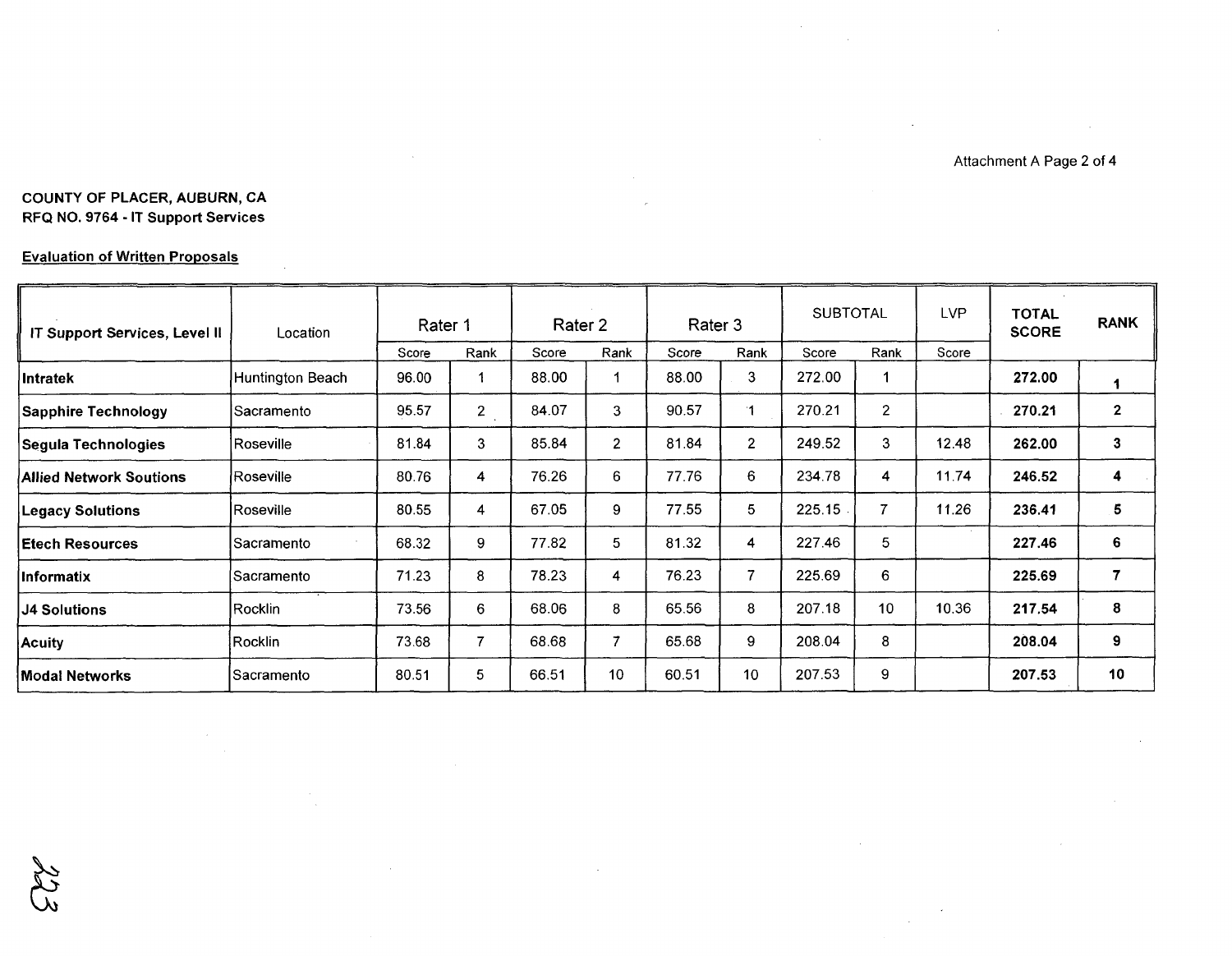COUNTY OF PLACER, AUBURN, CA
RFQ NO. 9764 - IT Support Services

Evaluation of Written Proposals

| IT Support Services, Level II | Location | Rater 1 | | Rater 2 | | Rater 3 | | SUBTOTAL | | LVP | TOTAL SCORE | RANK |
|---|---|---|---|---|---|---|---|---|---|---|---|---|
| | | Score | Rank | Score | Rank | Score | Rank | Score | Rank | Score | | |
| **Intratek** | Huntington Beach | 96.00 | 1 | 88.00 | 1 | 88.00 | 3 | 272.00 | 1 | | **272.00** | **1** |
| **Sapphire Technology** | Sacramento | 95.57 | 2 | 84.07 | 3 | 90.57 | 1 | 270.21 | 2 | | **270.21** | **2** |
| **Segula Technologies** | Roseville | 81.84 | 3 | 85.84 | 2 | 81.84 | 2 | 249.52 | 3 | 12.48 | **262.00** | **3** |
| **Allied Network Soutions** | Roseville | 80.76 | 4 | 76.26 | 6 | 77.76 | 6 | 234.78 | 4 | 11.74 | **246.52** | **4** |
| **Legacy Solutions** | Roseville | 80.55 | 4 | 67.05 | 9 | 77.55 | 5 | 225.15 | 7 | 11.26 | **236.41** | **5** |
| **Etech Resources** | Sacramento | 68.32 | 9 | 77.82 | 5 | 81.32 | 4 | 227.46 | 5 | | **227.46** | **6** |
| **Informatix** | Sacramento | 71.23 | 8 | 78.23 | 4 | 76.23 | 7 | 225.69 | 6 | | **225.69** | **7** |
| **J4 Solutions** | Rocklin | 73.56 | 6 | 68.06 | 8 | 65.56 | 8 | 207.18 | 10 | 10.36 | **217.54** | **8** |
| **Acuity** | Rocklin | 73.68 | 7 | 68.68 | 7 | 65.68 | 9 | 208.04 | 8 | | **208.04** | **9** |
| **Modal Networks** | Sacramento | 80.51 | 5 | 66.51 | 10 | 60.51 | 10 | 207.53 | 9 | | **207.53** | **10** |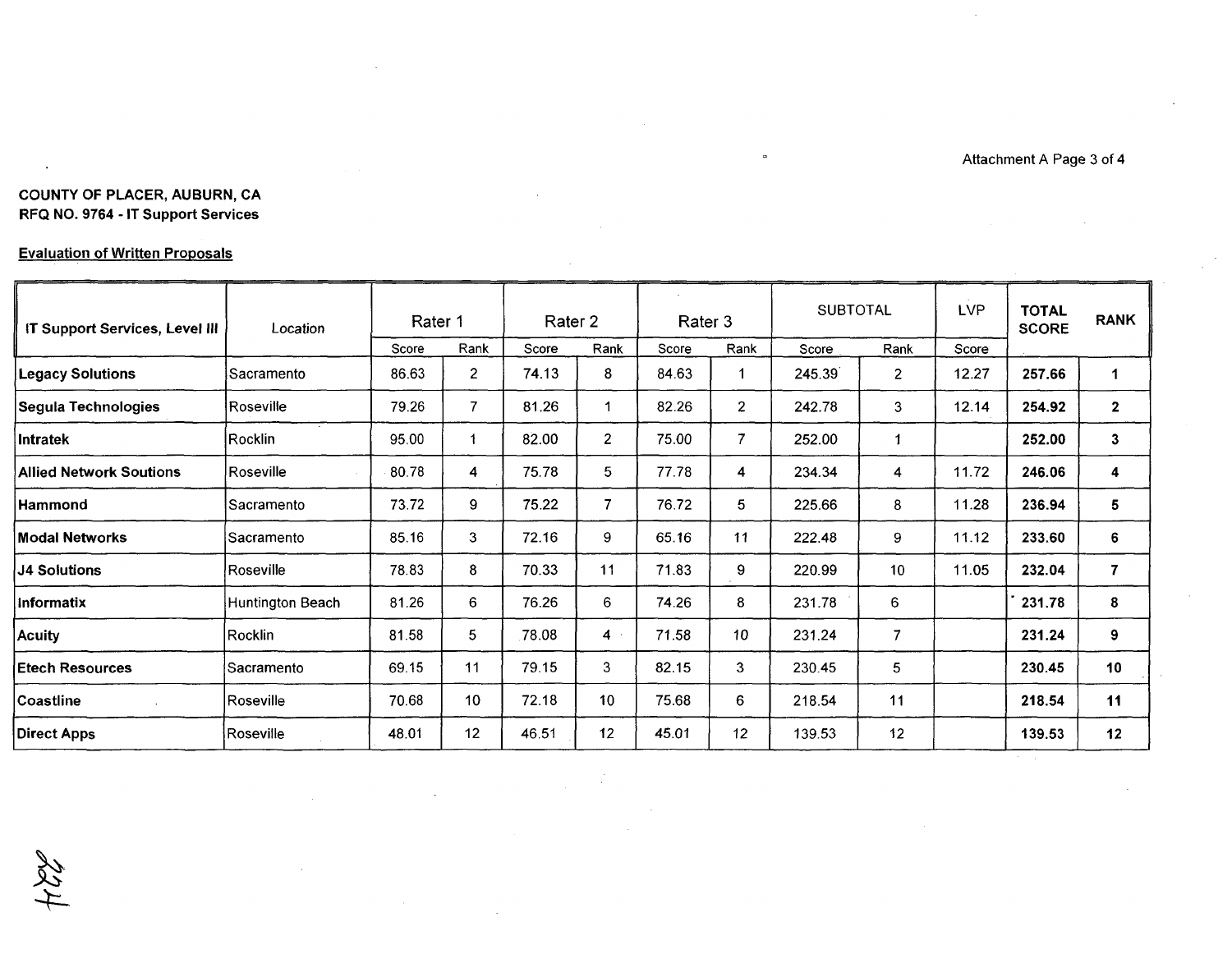COUNTY OF PLACER, AUBURN, CA
RFQ NO. 9764 - IT Support Services

Evaluation of Written Proposals

| IT Support Services, Level III | Location | Rater 1 | | Rater 2 | | Rater 3 | | SUBTOTAL | | LVP | TOTAL SCORE | RANK |
|---|---|---|---|---|---|---|---|---|---|---|---|---|
| | | Score | Rank | Score | Rank | Score | Rank | Score | Rank | Score | | |
| **Legacy Solutions** | Sacramento | 86.63 | 2 | 74.13 | 8 | 84.63 | 1 | 245.39 | 2 | 12.27 | **257.66** | **1** |
| **Segula Technologies** | Roseville | 79.26 | 7 | 81.26 | 1 | 82.26 | 2 | 242.78 | 3 | 12.14 | **254.92** | **2** |
| **Intratek** | Rocklin | 95.00 | 1 | 82.00 | 2 | 75.00 | 7 | 252.00 | 1 | | **252.00** | **3** |
| **Allied Network Soutions** | Roseville | 80.78 | 4 | 75.78 | 5 | 77.78 | 4 | 234.34 | 4 | 11.72 | **246.06** | **4** |
| **Hammond** | Sacramento | 73.72 | 9 | 75.22 | 7 | 76.72 | 5 | 225.66 | 8 | 11.28 | **236.94** | **5** |
| **Modal Networks** | Sacramento | 85.16 | 3 | 72.16 | 9 | 65.16 | 11 | 222.48 | 9 | 11.12 | **233.60** | **6** |
| **J4 Solutions** | Roseville | 78.83 | 8 | 70.33 | 11 | 71.83 | 9 | 220.99 | 10 | 11.05 | **232.04** | **7** |
| **Informatix** | Huntington Beach | 81.26 | 6 | 76.26 | 6 | 74.26 | 8 | 231.78 | 6 | | **231.78** | **8** |
| **Acuity** | Rocklin | 81.58 | 5 | 78.08 | 4 | 71.58 | 10 | 231.24 | 7 | | **231.24** | **9** |
| **Etech Resources** | Sacramento | 69.15 | 11 | 79.15 | 3 | 82.15 | 3 | 230.45 | 5 | | **230.45** | **10** |
| **Coastline** | Roseville | 70.68 | 10 | 72.18 | 10 | 75.68 | 6 | 218.54 | 11 | | **218.54** | **11** |
| **Direct Apps** | Roseville | 48.01 | 12 | 46.51 | 12 | 45.01 | 12 | 139.53 | 12 | | **139.53** | **12** |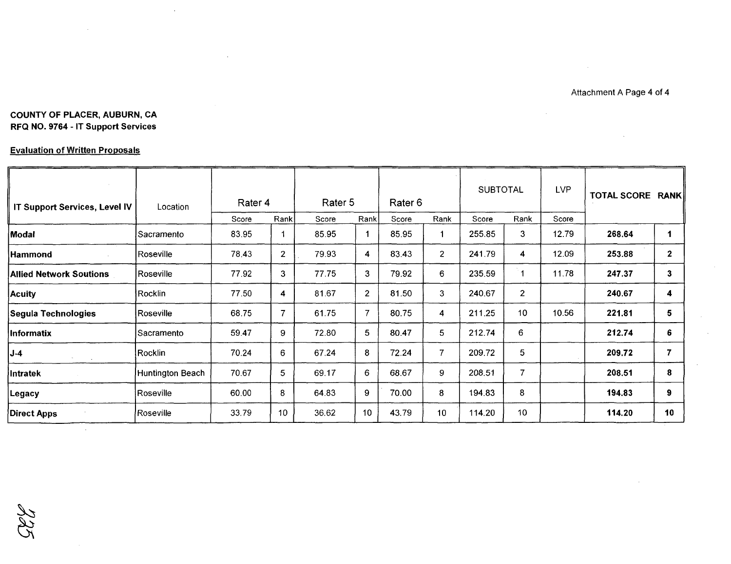COUNTY OF PLACER, AUBURN, CA
RFQ NO. 9764 - IT Support Services

Evaluation of Written Proposals

| IT Support Services, Level IV | Location | Rater 4 | | Rater 5 | | Rater 6 | | SUBTOTAL | | LVP | TOTAL SCORE | RANK |
|---|---|---|---|---|---|---|---|---|---|---|---|---|
| | | Score | Rank | Score | Rank | Score | Rank | Score | Rank | Score | | |
| **Modal** | Sacramento | 83.95 | 1 | 85.95 | 1 | 85.95 | 1 | 255.85 | 3 | 12.79 | **268.64** | **1** |
| **Hammond** | Roseville | 78.43 | 2 | 79.93 | 4 | 83.43 | 2 | 241.79 | 4 | 12.09 | **253.88** | **2** |
| **Allied Network Soutions** | Roseville | 77.92 | 3 | 77.75 | 3 | 79.92 | 6 | 235.59 | 1 | 11.78 | **247.37** | **3** |
| **Acuity** | Rocklin | 77.50 | 4 | 81.67 | 2 | 81.50 | 3 | 240.67 | 2 | | **240.67** | **4** |
| **Segula Technologies** | Roseville | 68.75 | 7 | 61.75 | 7 | 80.75 | 4 | 211.25 | 10 | 10.56 | **221.81** | **5** |
| **Informatix** | Sacramento | 59.47 | 9 | 72.80 | 5 | 80.47 | 5 | 212.74 | 6 | | **212.74** | **6** |
| **J-4** | Rocklin | 70.24 | 6 | 67.24 | 8 | 72.24 | 7 | 209.72 | 5 | | **209.72** | **7** |
| **Intratek** | Huntington Beach | 70.67 | 5 | 69.17 | 6 | 68.67 | 9 | 208.51 | 7 | | **208.51** | **8** |
| **Legacy** | Roseville | 60.00 | 8 | 64.83 | 9 | 70.00 | 8 | 194.83 | 8 | | **194.83** | **9** |
| **Direct Apps** | Roseville | 33.79 | 10 | 36.62 | 10 | 43.79 | 10 | 114.20 | 10 | | **114.20** | **10** |